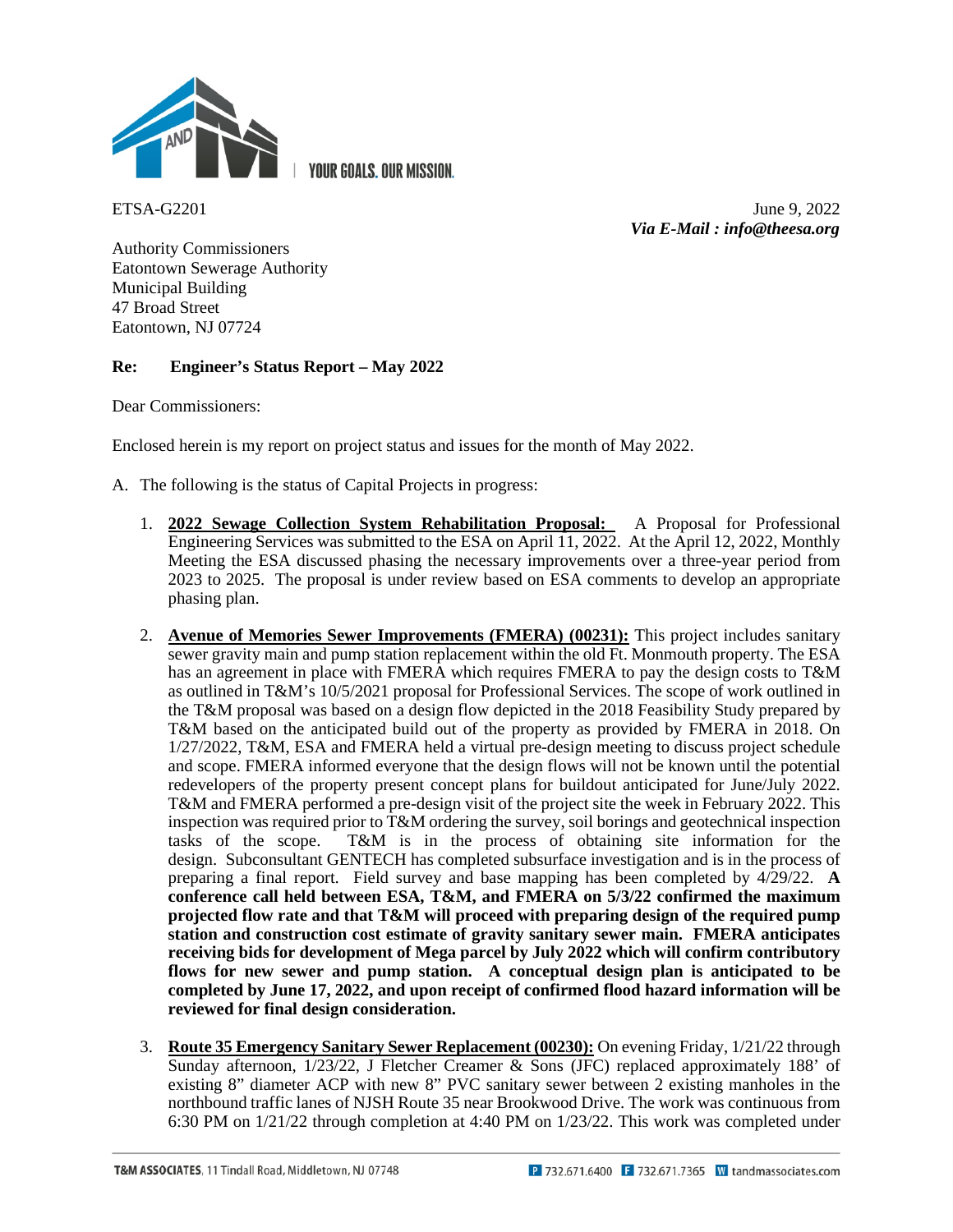YOUR GOALS. OUR MISSION.

ETSA-G2201

June 9, 2022

***Via E-Mail : info@theesa.org***

Authority Commissioners
Eatontown Sewerage Authority
Municipal Building
47 Broad Street
Eatontown, NJ 07724

**Re: Engineer's Status Report – May 2022**

Dear Commissioners:

Enclosed herein is my report on project status and issues for the month of May 2022.

A. The following is the status of Capital Projects in progress:

1. **<u>2022 Sewage Collection System Rehabilitation Proposal:</u>** A Proposal for Professional Engineering Services was submitted to the ESA on April 11, 2022. At the April 12, 2022, Monthly Meeting the ESA discussed phasing the necessary improvements over a three-year period from 2023 to 2025. The proposal is under review based on ESA comments to develop an appropriate phasing plan.

2. **<u>Avenue of Memories Sewer Improvements (FMERA) (00231):</u>** This project includes sanitary sewer gravity main and pump station replacement within the old Ft. Monmouth property. The ESA has an agreement in place with FMERA which requires FMERA to pay the design costs to T&M as outlined in T&M's 10/5/2021 proposal for Professional Services. The scope of work outlined in the T&M proposal was based on a design flow depicted in the 2018 Feasibility Study prepared by T&M based on the anticipated build out of the property as provided by FMERA in 2018. On 1/27/2022, T&M, ESA and FMERA held a virtual pre-design meeting to discuss project schedule and scope. FMERA informed everyone that the design flows will not be known until the potential redevelopers of the property present concept plans for buildout anticipated for June/July 2022. T&M and FMERA performed a pre-design visit of the project site the week in February 2022. This inspection was required prior to T&M ordering the survey, soil borings and geotechnical inspection tasks of the scope. T&M is in the process of obtaining site information for the design. Subconsultant GENTECH has completed subsurface investigation and is in the process of preparing a final report. Field survey and base mapping has been completed by 4/29/22. **A conference call held between ESA, T&M, and FMERA on 5/3/22 confirmed the maximum projected flow rate and that T&M will proceed with preparing design of the required pump station and construction cost estimate of gravity sanitary sewer main. FMERA anticipates receiving bids for development of Mega parcel by July 2022 which will confirm contributory flows for new sewer and pump station. A conceptual design plan is anticipated to be completed by June 17, 2022, and upon receipt of confirmed flood hazard information will be reviewed for final design consideration.**

3. **<u>Route 35 Emergency Sanitary Sewer Replacement (00230):</u>** On evening Friday, 1/21/22 through Sunday afternoon, 1/23/22, J Fletcher Creamer & Sons (JFC) replaced approximately 188' of existing 8" diameter ACP with new 8" PVC sanitary sewer between 2 existing manholes in the northbound traffic lanes of NJSH Route 35 near Brookwood Drive. The work was continuous from 6:30 PM on 1/21/22 through completion at 4:40 PM on 1/23/22. This work was completed under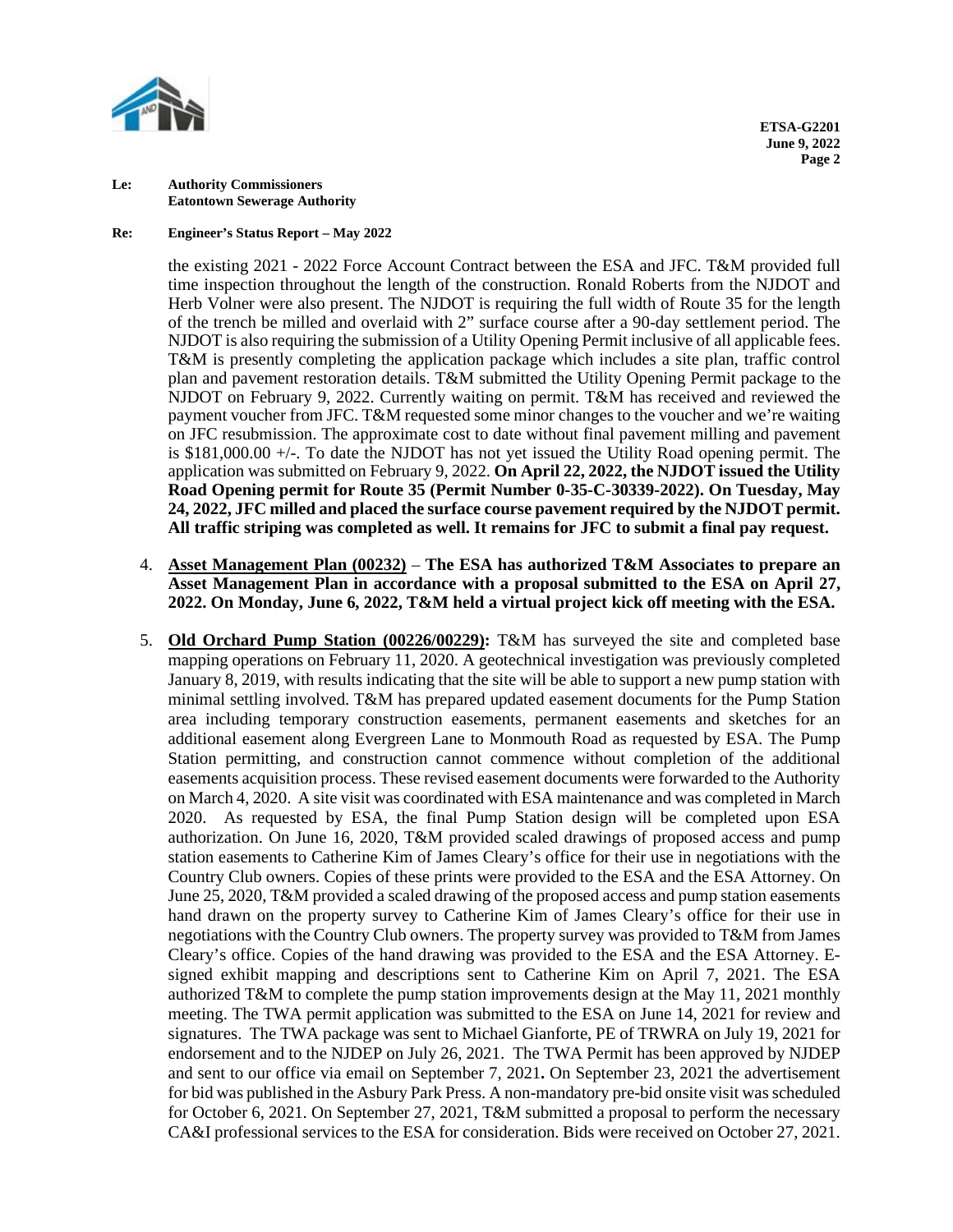**Le: Authority Commissioners**
**Eatontown Sewerage Authority**

**Re: Engineer's Status Report – May 2022**

the existing 2021 - 2022 Force Account Contract between the ESA and JFC. T&M provided full time inspection throughout the length of the construction. Ronald Roberts from the NJDOT and Herb Volner were also present. The NJDOT is requiring the full width of Route 35 for the length of the trench be milled and overlaid with 2" surface course after a 90-day settlement period. The NJDOT is also requiring the submission of a Utility Opening Permit inclusive of all applicable fees. T&M is presently completing the application package which includes a site plan, traffic control plan and pavement restoration details. T&M submitted the Utility Opening Permit package to the NJDOT on February 9, 2022. Currently waiting on permit. T&M has received and reviewed the payment voucher from JFC. T&M requested some minor changes to the voucher and we're waiting on JFC resubmission. The approximate cost to date without final pavement milling and pavement is $181,000.00 +/-. To date the NJDOT has not yet issued the Utility Road opening permit. The application was submitted on February 9, 2022. **On April 22, 2022, the NJDOT issued the Utility Road Opening permit for Route 35 (Permit Number 0-35-C-30339-2022). On Tuesday, May 24, 2022, JFC milled and placed the surface course pavement required by the NJDOT permit. All traffic striping was completed as well. It remains for JFC to submit a final pay request.**

4. **Asset Management Plan (00232)** – **The ESA has authorized T&M Associates to prepare an Asset Management Plan in accordance with a proposal submitted to the ESA on April 27, 2022. On Monday, June 6, 2022, T&M held a virtual project kick off meeting with the ESA.**

5. **Old Orchard Pump Station (00226/00229):** T&M has surveyed the site and completed base mapping operations on February 11, 2020. A geotechnical investigation was previously completed January 8, 2019, with results indicating that the site will be able to support a new pump station with minimal settling involved. T&M has prepared updated easement documents for the Pump Station area including temporary construction easements, permanent easements and sketches for an additional easement along Evergreen Lane to Monmouth Road as requested by ESA. The Pump Station permitting, and construction cannot commence without completion of the additional easements acquisition process. These revised easement documents were forwarded to the Authority on March 4, 2020. A site visit was coordinated with ESA maintenance and was completed in March 2020. As requested by ESA, the final Pump Station design will be completed upon ESA authorization. On June 16, 2020, T&M provided scaled drawings of proposed access and pump station easements to Catherine Kim of James Cleary's office for their use in negotiations with the Country Club owners. Copies of these prints were provided to the ESA and the ESA Attorney. On June 25, 2020, T&M provided a scaled drawing of the proposed access and pump station easements hand drawn on the property survey to Catherine Kim of James Cleary's office for their use in negotiations with the Country Club owners. The property survey was provided to T&M from James Cleary's office. Copies of the hand drawing was provided to the ESA and the ESA Attorney. E-signed exhibit mapping and descriptions sent to Catherine Kim on April 7, 2021. The ESA authorized T&M to complete the pump station improvements design at the May 11, 2021 monthly meeting. The TWA permit application was submitted to the ESA on June 14, 2021 for review and signatures. The TWA package was sent to Michael Gianforte, PE of TRWRA on July 19, 2021 for endorsement and to the NJDEP on July 26, 2021. The TWA Permit has been approved by NJDEP and sent to our office via email on September 7, 2021**.** On September 23, 2021 the advertisement for bid was published in the Asbury Park Press. A non-mandatory pre-bid onsite visit was scheduled for October 6, 2021. On September 27, 2021, T&M submitted a proposal to perform the necessary CA&I professional services to the ESA for consideration. Bids were received on October 27, 2021.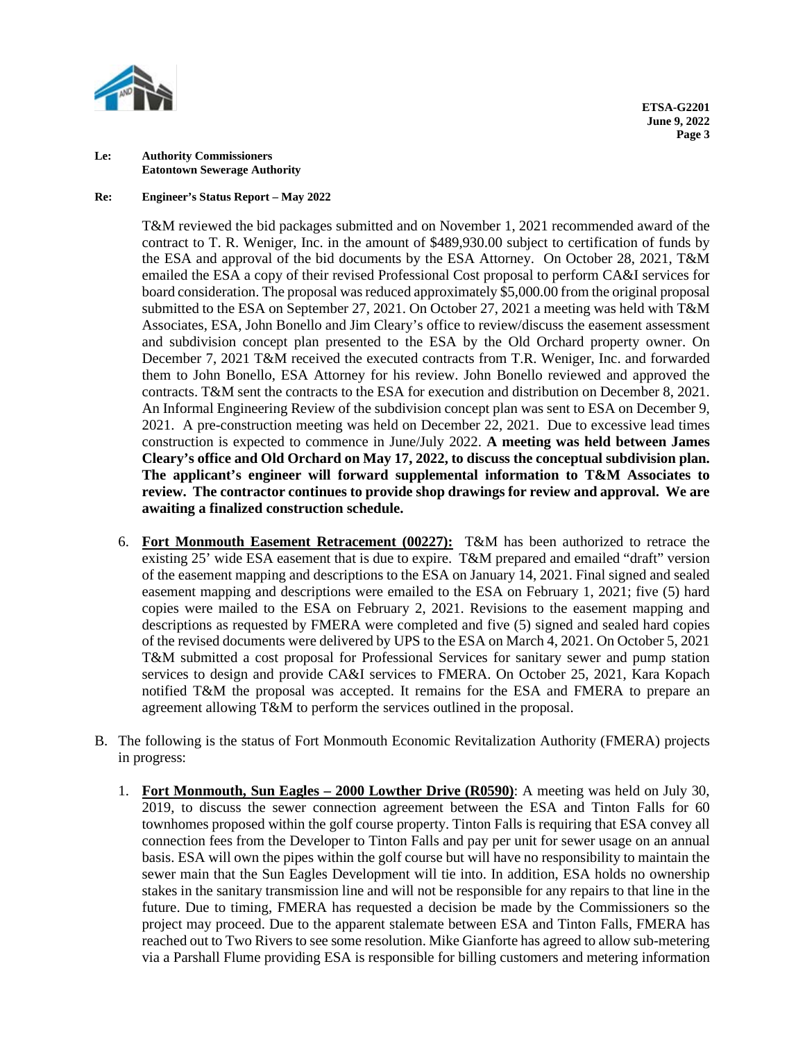**ETSA-G2201**
**June 9, 2022**

**Le: Authority Commissioners**
**Eatontown Sewerage Authority**

**Re: Engineer's Status Report – May 2022**

T&M reviewed the bid packages submitted and on November 1, 2021 recommended award of the contract to T. R. Weniger, Inc. in the amount of $489,930.00 subject to certification of funds by the ESA and approval of the bid documents by the ESA Attorney. On October 28, 2021, T&M emailed the ESA a copy of their revised Professional Cost proposal to perform CA&I services for board consideration. The proposal was reduced approximately $5,000.00 from the original proposal submitted to the ESA on September 27, 2021. On October 27, 2021 a meeting was held with T&M Associates, ESA, John Bonello and Jim Cleary's office to review/discuss the easement assessment and subdivision concept plan presented to the ESA by the Old Orchard property owner. On December 7, 2021 T&M received the executed contracts from T.R. Weniger, Inc. and forwarded them to John Bonello, ESA Attorney for his review. John Bonello reviewed and approved the contracts. T&M sent the contracts to the ESA for execution and distribution on December 8, 2021. An Informal Engineering Review of the subdivision concept plan was sent to ESA on December 9, 2021. A pre-construction meeting was held on December 22, 2021. Due to excessive lead times construction is expected to commence in June/July 2022. **A meeting was held between James Cleary's office and Old Orchard on May 17, 2022, to discuss the conceptual subdivision plan. The applicant's engineer will forward supplemental information to T&M Associates to review. The contractor continues to provide shop drawings for review and approval. We are awaiting a finalized construction schedule.**

6. **Fort Monmouth Easement Retracement (00227):** T&M has been authorized to retrace the existing 25' wide ESA easement that is due to expire. T&M prepared and emailed "draft" version of the easement mapping and descriptions to the ESA on January 14, 2021. Final signed and sealed easement mapping and descriptions were emailed to the ESA on February 1, 2021; five (5) hard copies were mailed to the ESA on February 2, 2021. Revisions to the easement mapping and descriptions as requested by FMERA were completed and five (5) signed and sealed hard copies of the revised documents were delivered by UPS to the ESA on March 4, 2021. On October 5, 2021 T&M submitted a cost proposal for Professional Services for sanitary sewer and pump station services to design and provide CA&I services to FMERA. On October 25, 2021, Kara Kopach notified T&M the proposal was accepted. It remains for the ESA and FMERA to prepare an agreement allowing T&M to perform the services outlined in the proposal.

B. The following is the status of Fort Monmouth Economic Revitalization Authority (FMERA) projects in progress:

1. **Fort Monmouth, Sun Eagles – 2000 Lowther Drive (R0590)**: A meeting was held on July 30, 2019, to discuss the sewer connection agreement between the ESA and Tinton Falls for 60 townhomes proposed within the golf course property. Tinton Falls is requiring that ESA convey all connection fees from the Developer to Tinton Falls and pay per unit for sewer usage on an annual basis. ESA will own the pipes within the golf course but will have no responsibility to maintain the sewer main that the Sun Eagles Development will tie into. In addition, ESA holds no ownership stakes in the sanitary transmission line and will not be responsible for any repairs to that line in the future. Due to timing, FMERA has requested a decision be made by the Commissioners so the project may proceed. Due to the apparent stalemate between ESA and Tinton Falls, FMERA has reached out to Two Rivers to see some resolution. Mike Gianforte has agreed to allow sub-metering via a Parshall Flume providing ESA is responsible for billing customers and metering information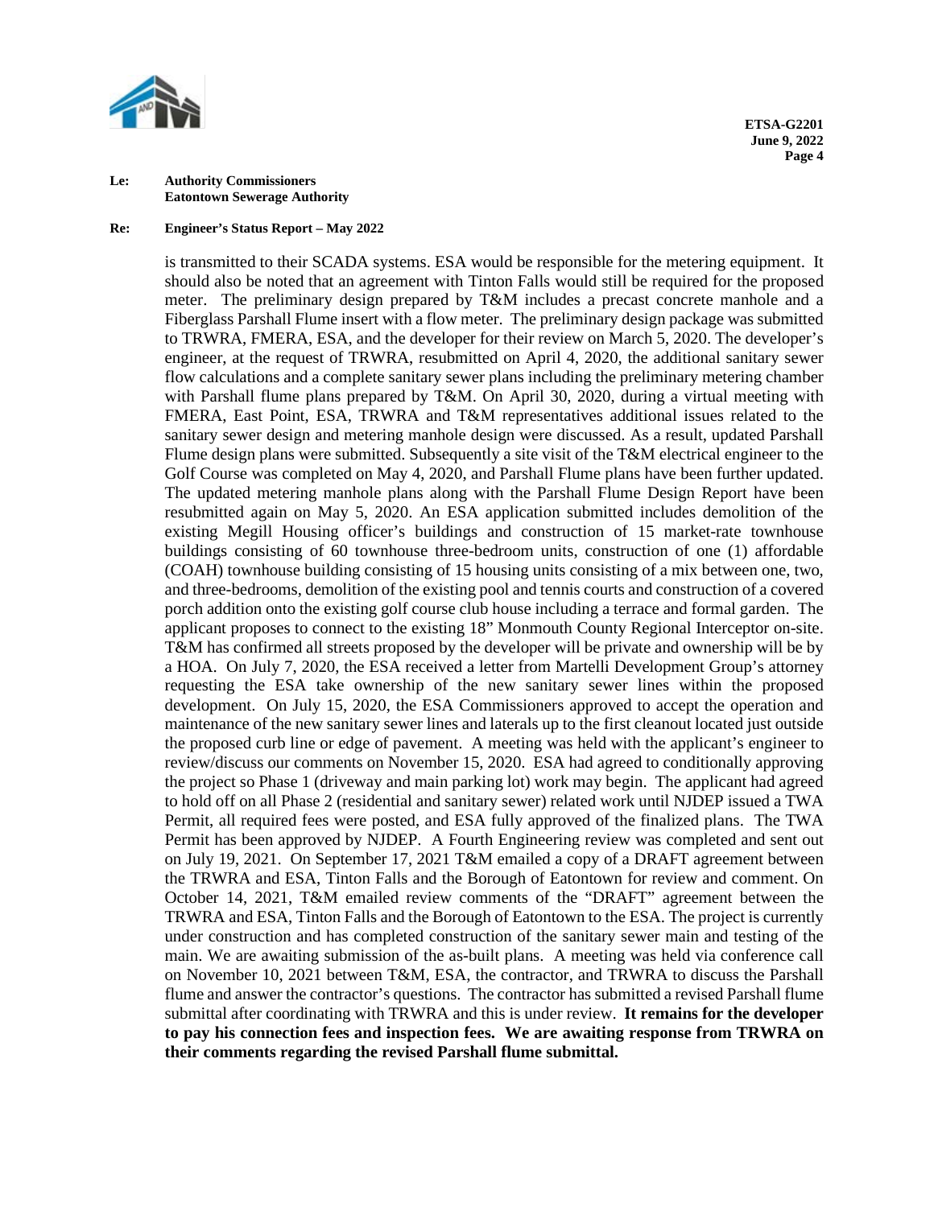**Le: Authority Commissioners**
**Eatontown Sewerage Authority**

**Re: Engineer's Status Report – May 2022**

is transmitted to their SCADA systems. ESA would be responsible for the metering equipment. It should also be noted that an agreement with Tinton Falls would still be required for the proposed meter. The preliminary design prepared by T&M includes a precast concrete manhole and a Fiberglass Parshall Flume insert with a flow meter. The preliminary design package was submitted to TRWRA, FMERA, ESA, and the developer for their review on March 5, 2020. The developer's engineer, at the request of TRWRA, resubmitted on April 4, 2020, the additional sanitary sewer flow calculations and a complete sanitary sewer plans including the preliminary metering chamber with Parshall flume plans prepared by T&M. On April 30, 2020, during a virtual meeting with FMERA, East Point, ESA, TRWRA and T&M representatives additional issues related to the sanitary sewer design and metering manhole design were discussed. As a result, updated Parshall Flume design plans were submitted. Subsequently a site visit of the T&M electrical engineer to the Golf Course was completed on May 4, 2020, and Parshall Flume plans have been further updated. The updated metering manhole plans along with the Parshall Flume Design Report have been resubmitted again on May 5, 2020. An ESA application submitted includes demolition of the existing Megill Housing officer's buildings and construction of 15 market-rate townhouse buildings consisting of 60 townhouse three-bedroom units, construction of one (1) affordable (COAH) townhouse building consisting of 15 housing units consisting of a mix between one, two, and three-bedrooms, demolition of the existing pool and tennis courts and construction of a covered porch addition onto the existing golf course club house including a terrace and formal garden. The applicant proposes to connect to the existing 18" Monmouth County Regional Interceptor on-site. T&M has confirmed all streets proposed by the developer will be private and ownership will be by a HOA. On July 7, 2020, the ESA received a letter from Martelli Development Group's attorney requesting the ESA take ownership of the new sanitary sewer lines within the proposed development. On July 15, 2020, the ESA Commissioners approved to accept the operation and maintenance of the new sanitary sewer lines and laterals up to the first cleanout located just outside the proposed curb line or edge of pavement. A meeting was held with the applicant's engineer to review/discuss our comments on November 15, 2020. ESA had agreed to conditionally approving the project so Phase 1 (driveway and main parking lot) work may begin. The applicant had agreed to hold off on all Phase 2 (residential and sanitary sewer) related work until NJDEP issued a TWA Permit, all required fees were posted, and ESA fully approved of the finalized plans. The TWA Permit has been approved by NJDEP. A Fourth Engineering review was completed and sent out on July 19, 2021. On September 17, 2021 T&M emailed a copy of a DRAFT agreement between the TRWRA and ESA, Tinton Falls and the Borough of Eatontown for review and comment. On October 14, 2021, T&M emailed review comments of the "DRAFT" agreement between the TRWRA and ESA, Tinton Falls and the Borough of Eatontown to the ESA. The project is currently under construction and has completed construction of the sanitary sewer main and testing of the main. We are awaiting submission of the as-built plans. A meeting was held via conference call on November 10, 2021 between T&M, ESA, the contractor, and TRWRA to discuss the Parshall flume and answer the contractor's questions. The contractor has submitted a revised Parshall flume submittal after coordinating with TRWRA and this is under review. **It remains for the developer to pay his connection fees and inspection fees. We are awaiting response from TRWRA on their comments regarding the revised Parshall flume submittal.**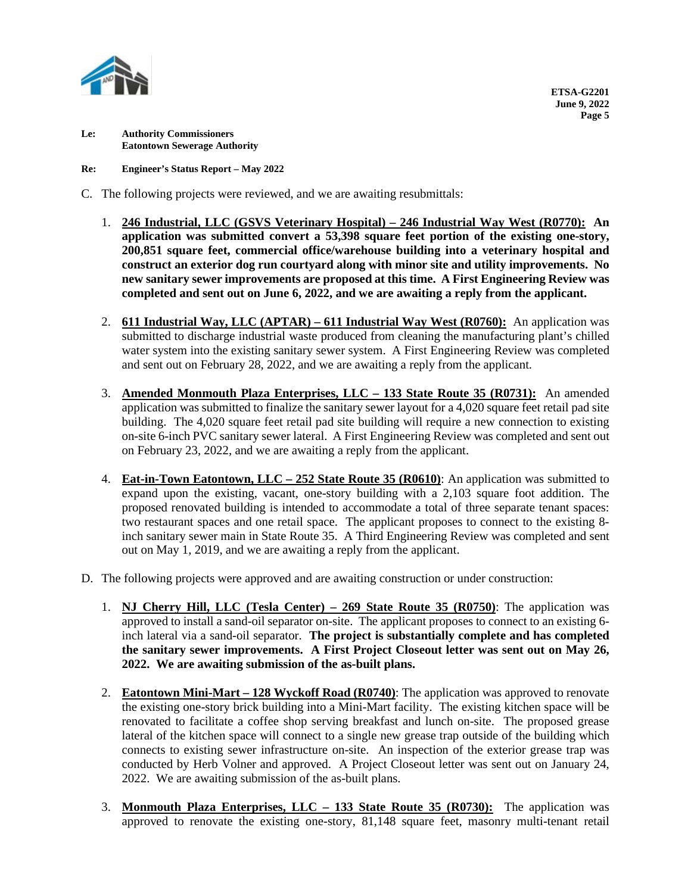**Le: Authority Commissioners**
**Eatontown Sewerage Authority**

**Re: Engineer's Status Report – May 2022**

C. The following projects were reviewed, and we are awaiting resubmittals:

1. **<u>246 Industrial, LLC (GSVS Veterinary Hospital) – 246 Industrial Way West (R0770):</u> An application was submitted convert a 53,398 square feet portion of the existing one-story, 200,851 square feet, commercial office/warehouse building into a veterinary hospital and construct an exterior dog run courtyard along with minor site and utility improvements. No new sanitary sewer improvements are proposed at this time. A First Engineering Review was completed and sent out on June 6, 2022, and we are awaiting a reply from the applicant.**

2. **<u>611 Industrial Way, LLC (APTAR) – 611 Industrial Way West (R0760):</u>** An application was submitted to discharge industrial waste produced from cleaning the manufacturing plant's chilled water system into the existing sanitary sewer system. A First Engineering Review was completed and sent out on February 28, 2022, and we are awaiting a reply from the applicant.

3. **<u>Amended Monmouth Plaza Enterprises, LLC – 133 State Route 35 (R0731):</u>** An amended application was submitted to finalize the sanitary sewer layout for a 4,020 square feet retail pad site building. The 4,020 square feet retail pad site building will require a new connection to existing on-site 6-inch PVC sanitary sewer lateral. A First Engineering Review was completed and sent out on February 23, 2022, and we are awaiting a reply from the applicant.

4. **<u>Eat-in-Town Eatontown, LLC – 252 State Route 35 (R0610)</u>**: An application was submitted to expand upon the existing, vacant, one-story building with a 2,103 square foot addition. The proposed renovated building is intended to accommodate a total of three separate tenant spaces: two restaurant spaces and one retail space. The applicant proposes to connect to the existing 8-inch sanitary sewer main in State Route 35. A Third Engineering Review was completed and sent out on May 1, 2019, and we are awaiting a reply from the applicant.

D. The following projects were approved and are awaiting construction or under construction:

1. **<u>NJ Cherry Hill, LLC (Tesla Center) – 269 State Route 35 (R0750)</u>**: The application was approved to install a sand-oil separator on-site. The applicant proposes to connect to an existing 6-inch lateral via a sand-oil separator. **The project is substantially complete and has completed the sanitary sewer improvements. A First Project Closeout letter was sent out on May 26, 2022. We are awaiting submission of the as-built plans.**

2. **<u>Eatontown Mini-Mart – 128 Wyckoff Road (R0740)</u>**: The application was approved to renovate the existing one-story brick building into a Mini-Mart facility. The existing kitchen space will be renovated to facilitate a coffee shop serving breakfast and lunch on-site. The proposed grease lateral of the kitchen space will connect to a single new grease trap outside of the building which connects to existing sewer infrastructure on-site. An inspection of the exterior grease trap was conducted by Herb Volner and approved. A Project Closeout letter was sent out on January 24, 2022. We are awaiting submission of the as-built plans.

3. **<u>Monmouth Plaza Enterprises, LLC – 133 State Route 35 (R0730):</u>** The application was approved to renovate the existing one-story, 81,148 square feet, masonry multi-tenant retail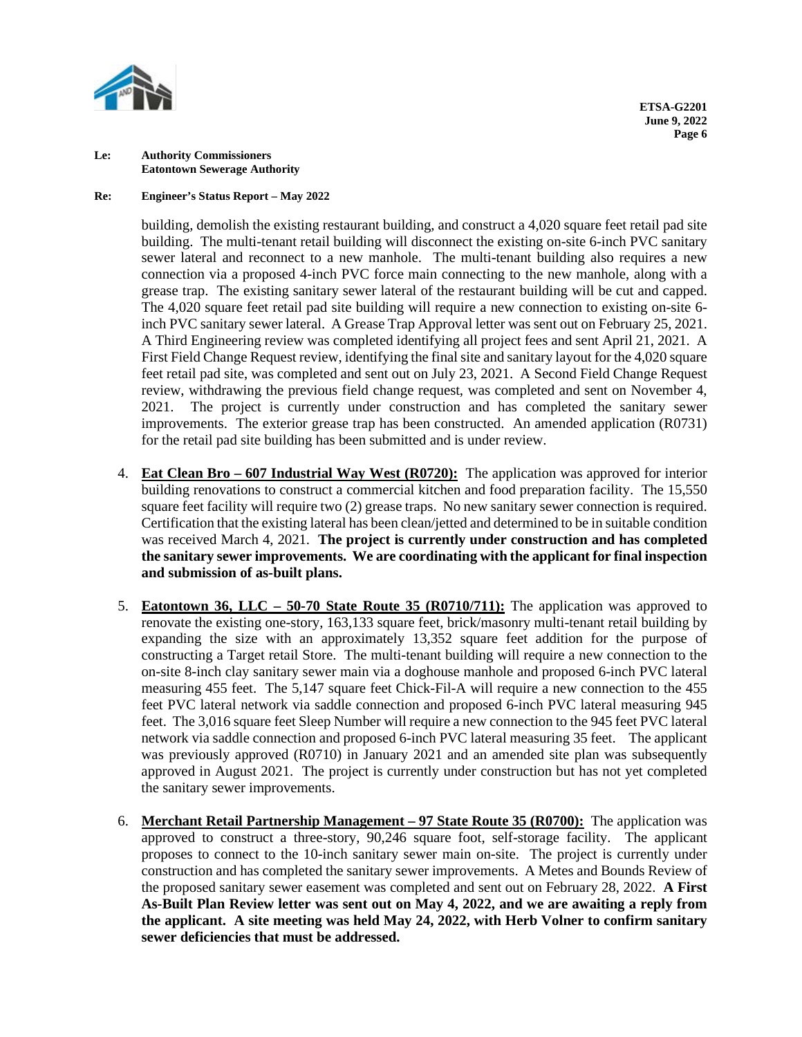**Le: Authority Commissioners**
**Eatontown Sewerage Authority**

**Re: Engineer's Status Report – May 2022**

building, demolish the existing restaurant building, and construct a 4,020 square feet retail pad site building. The multi-tenant retail building will disconnect the existing on-site 6-inch PVC sanitary sewer lateral and reconnect to a new manhole. The multi-tenant building also requires a new connection via a proposed 4-inch PVC force main connecting to the new manhole, along with a grease trap. The existing sanitary sewer lateral of the restaurant building will be cut and capped. The 4,020 square feet retail pad site building will require a new connection to existing on-site 6-inch PVC sanitary sewer lateral. A Grease Trap Approval letter was sent out on February 25, 2021. A Third Engineering review was completed identifying all project fees and sent April 21, 2021. A First Field Change Request review, identifying the final site and sanitary layout for the 4,020 square feet retail pad site, was completed and sent out on July 23, 2021. A Second Field Change Request review, withdrawing the previous field change request, was completed and sent on November 4, 2021. The project is currently under construction and has completed the sanitary sewer improvements. The exterior grease trap has been constructed. An amended application (R0731) for the retail pad site building has been submitted and is under review.

4. **Eat Clean Bro – 607 Industrial Way West (R0720):** The application was approved for interior building renovations to construct a commercial kitchen and food preparation facility. The 15,550 square feet facility will require two (2) grease traps. No new sanitary sewer connection is required. Certification that the existing lateral has been clean/jetted and determined to be in suitable condition was received March 4, 2021. **The project is currently under construction and has completed the sanitary sewer improvements. We are coordinating with the applicant for final inspection and submission of as-built plans.**

5. **Eatontown 36, LLC – 50-70 State Route 35 (R0710/711):** The application was approved to renovate the existing one-story, 163,133 square feet, brick/masonry multi-tenant retail building by expanding the size with an approximately 13,352 square feet addition for the purpose of constructing a Target retail Store. The multi-tenant building will require a new connection to the on-site 8-inch clay sanitary sewer main via a doghouse manhole and proposed 6-inch PVC lateral measuring 455 feet. The 5,147 square feet Chick-Fil-A will require a new connection to the 455 feet PVC lateral network via saddle connection and proposed 6-inch PVC lateral measuring 945 feet. The 3,016 square feet Sleep Number will require a new connection to the 945 feet PVC lateral network via saddle connection and proposed 6-inch PVC lateral measuring 35 feet. The applicant was previously approved (R0710) in January 2021 and an amended site plan was subsequently approved in August 2021. The project is currently under construction but has not yet completed the sanitary sewer improvements.

6. **Merchant Retail Partnership Management – 97 State Route 35 (R0700):** The application was approved to construct a three-story, 90,246 square foot, self-storage facility. The applicant proposes to connect to the 10-inch sanitary sewer main on-site. The project is currently under construction and has completed the sanitary sewer improvements. A Metes and Bounds Review of the proposed sanitary sewer easement was completed and sent out on February 28, 2022. **A First As-Built Plan Review letter was sent out on May 4, 2022, and we are awaiting a reply from the applicant. A site meeting was held May 24, 2022, with Herb Volner to confirm sanitary sewer deficiencies that must be addressed.**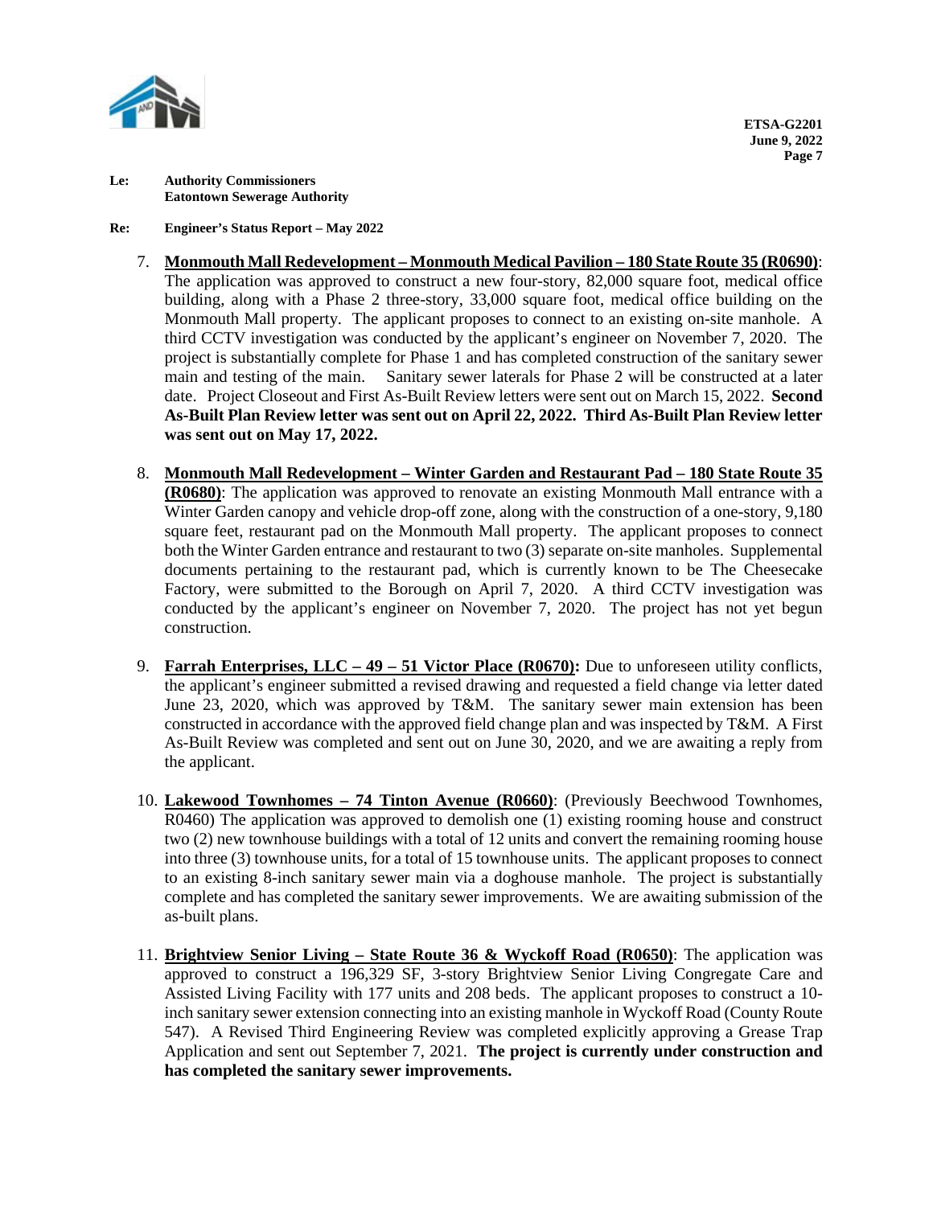**Le: Authority Commissioners**
**Eatontown Sewerage Authority**

**Re: Engineer's Status Report – May 2022**

7. **Monmouth Mall Redevelopment – Monmouth Medical Pavilion – 180 State Route 35 (R0690)**: The application was approved to construct a new four-story, 82,000 square foot, medical office building, along with a Phase 2 three-story, 33,000 square foot, medical office building on the Monmouth Mall property. The applicant proposes to connect to an existing on-site manhole. A third CCTV investigation was conducted by the applicant's engineer on November 7, 2020. The project is substantially complete for Phase 1 and has completed construction of the sanitary sewer main and testing of the main. Sanitary sewer laterals for Phase 2 will be constructed at a later date. Project Closeout and First As-Built Review letters were sent out on March 15, 2022. **Second As-Built Plan Review letter was sent out on April 22, 2022. Third As-Built Plan Review letter was sent out on May 17, 2022.**

8. **Monmouth Mall Redevelopment – Winter Garden and Restaurant Pad – 180 State Route 35 (R0680)**: The application was approved to renovate an existing Monmouth Mall entrance with a Winter Garden canopy and vehicle drop-off zone, along with the construction of a one-story, 9,180 square feet, restaurant pad on the Monmouth Mall property. The applicant proposes to connect both the Winter Garden entrance and restaurant to two (3) separate on-site manholes. Supplemental documents pertaining to the restaurant pad, which is currently known to be The Cheesecake Factory, were submitted to the Borough on April 7, 2020. A third CCTV investigation was conducted by the applicant's engineer on November 7, 2020. The project has not yet begun construction.

9. **Farrah Enterprises, LLC – 49 – 51 Victor Place (R0670):** Due to unforeseen utility conflicts, the applicant's engineer submitted a revised drawing and requested a field change via letter dated June 23, 2020, which was approved by T&M. The sanitary sewer main extension has been constructed in accordance with the approved field change plan and was inspected by T&M. A First As-Built Review was completed and sent out on June 30, 2020, and we are awaiting a reply from the applicant.

10. **Lakewood Townhomes – 74 Tinton Avenue (R0660)**: (Previously Beechwood Townhomes, R0460) The application was approved to demolish one (1) existing rooming house and construct two (2) new townhouse buildings with a total of 12 units and convert the remaining rooming house into three (3) townhouse units, for a total of 15 townhouse units. The applicant proposes to connect to an existing 8-inch sanitary sewer main via a doghouse manhole. The project is substantially complete and has completed the sanitary sewer improvements. We are awaiting submission of the as-built plans.

11. **Brightview Senior Living – State Route 36 & Wyckoff Road (R0650)**: The application was approved to construct a 196,329 SF, 3-story Brightview Senior Living Congregate Care and Assisted Living Facility with 177 units and 208 beds. The applicant proposes to construct a 10-inch sanitary sewer extension connecting into an existing manhole in Wyckoff Road (County Route 547). A Revised Third Engineering Review was completed explicitly approving a Grease Trap Application and sent out September 7, 2021. **The project is currently under construction and has completed the sanitary sewer improvements.**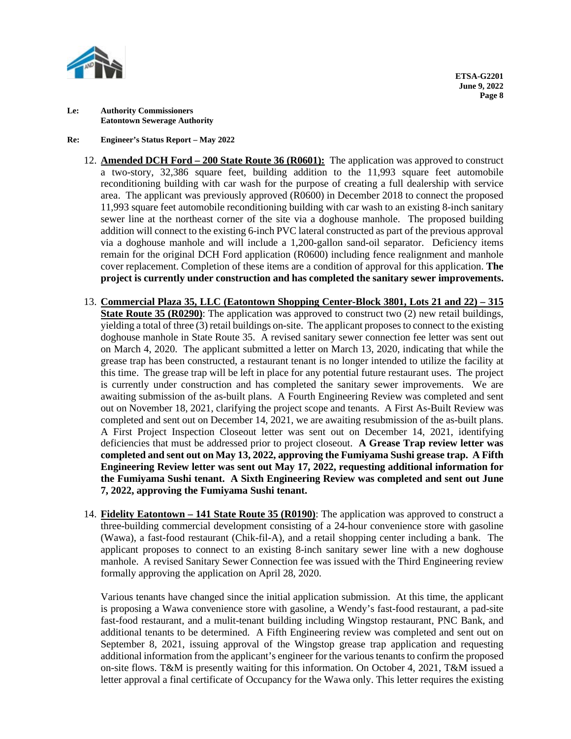**Le: Authority Commissioners**
**Eatontown Sewerage Authority**

**Re: Engineer's Status Report – May 2022**

12. **Amended DCH Ford – 200 State Route 36 (R0601):** The application was approved to construct a two-story, 32,386 square feet, building addition to the 11,993 square feet automobile reconditioning building with car wash for the purpose of creating a full dealership with service area. The applicant was previously approved (R0600) in December 2018 to connect the proposed 11,993 square feet automobile reconditioning building with car wash to an existing 8-inch sanitary sewer line at the northeast corner of the site via a doghouse manhole. The proposed building addition will connect to the existing 6-inch PVC lateral constructed as part of the previous approval via a doghouse manhole and will include a 1,200-gallon sand-oil separator. Deficiency items remain for the original DCH Ford application (R0600) including fence realignment and manhole cover replacement. Completion of these items are a condition of approval for this application. **The project is currently under construction and has completed the sanitary sewer improvements.**

13. **Commercial Plaza 35, LLC (Eatontown Shopping Center-Block 3801, Lots 21 and 22) – 315 State Route 35 (R0290)**: The application was approved to construct two (2) new retail buildings, yielding a total of three (3) retail buildings on-site. The applicant proposes to connect to the existing doghouse manhole in State Route 35. A revised sanitary sewer connection fee letter was sent out on March 4, 2020. The applicant submitted a letter on March 13, 2020, indicating that while the grease trap has been constructed, a restaurant tenant is no longer intended to utilize the facility at this time. The grease trap will be left in place for any potential future restaurant uses. The project is currently under construction and has completed the sanitary sewer improvements. We are awaiting submission of the as-built plans. A Fourth Engineering Review was completed and sent out on November 18, 2021, clarifying the project scope and tenants. A First As-Built Review was completed and sent out on December 14, 2021, we are awaiting resubmission of the as-built plans. A First Project Inspection Closeout letter was sent out on December 14, 2021, identifying deficiencies that must be addressed prior to project closeout. **A Grease Trap review letter was completed and sent out on May 13, 2022, approving the Fumiyama Sushi grease trap. A Fifth Engineering Review letter was sent out May 17, 2022, requesting additional information for the Fumiyama Sushi tenant. A Sixth Engineering Review was completed and sent out June 7, 2022, approving the Fumiyama Sushi tenant.**

14. **Fidelity Eatontown – 141 State Route 35 (R0190)**: The application was approved to construct a three-building commercial development consisting of a 24-hour convenience store with gasoline (Wawa), a fast-food restaurant (Chik-fil-A), and a retail shopping center including a bank. The applicant proposes to connect to an existing 8-inch sanitary sewer line with a new doghouse manhole. A revised Sanitary Sewer Connection fee was issued with the Third Engineering review formally approving the application on April 28, 2020.

    Various tenants have changed since the initial application submission. At this time, the applicant is proposing a Wawa convenience store with gasoline, a Wendy's fast-food restaurant, a pad-site fast-food restaurant, and a mulit-tenant building including Wingstop restaurant, PNC Bank, and additional tenants to be determined. A Fifth Engineering review was completed and sent out on September 8, 2021, issuing approval of the Wingstop grease trap application and requesting additional information from the applicant's engineer for the various tenants to confirm the proposed on-site flows. T&M is presently waiting for this information. On October 4, 2021, T&M issued a letter approval a final certificate of Occupancy for the Wawa only. This letter requires the existing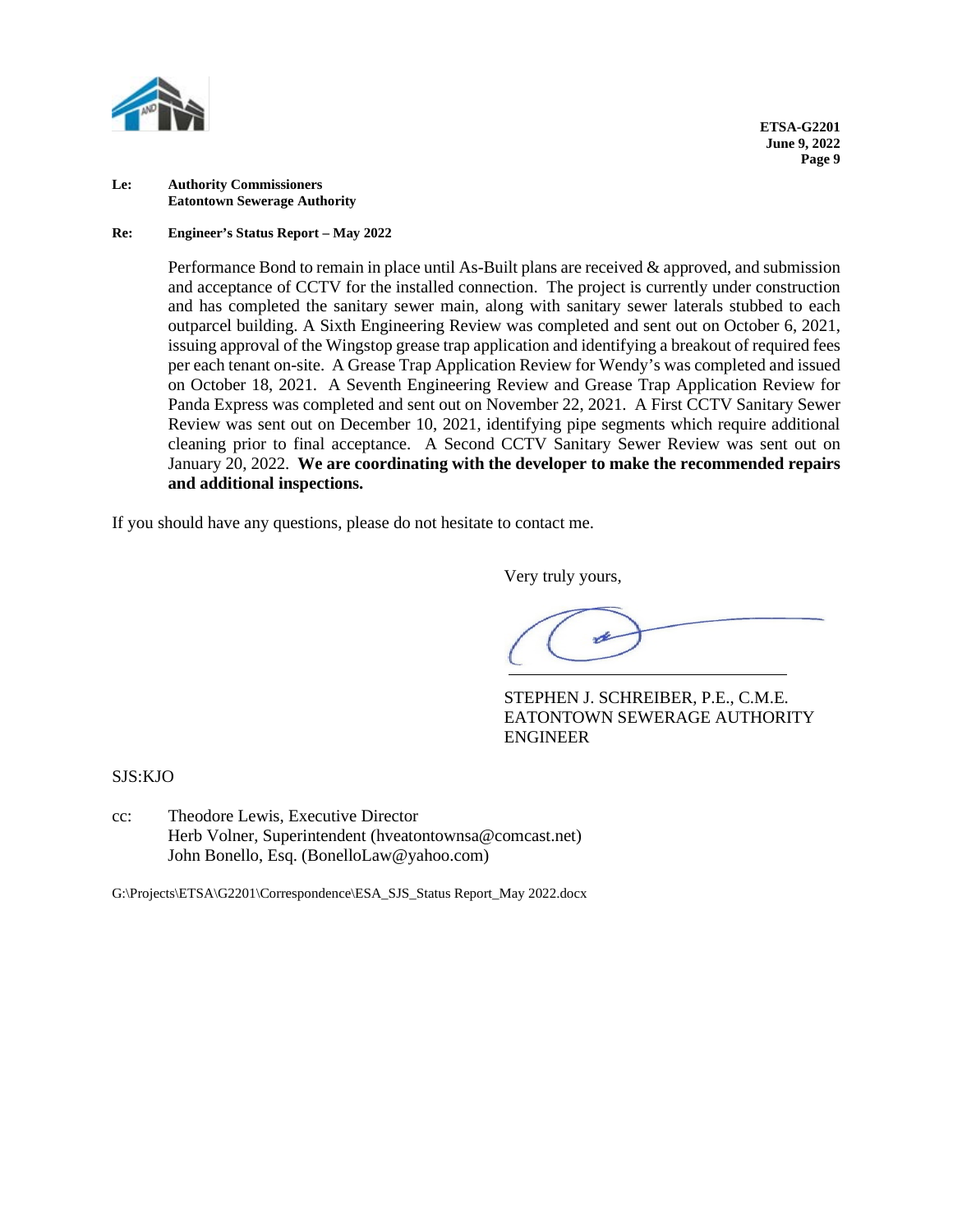**Le: Authority Commissioners**
**Eatontown Sewerage Authority**

**Re: Engineer's Status Report – May 2022**

Performance Bond to remain in place until As-Built plans are received & approved, and submission and acceptance of CCTV for the installed connection. The project is currently under construction and has completed the sanitary sewer main, along with sanitary sewer laterals stubbed to each outparcel building. A Sixth Engineering Review was completed and sent out on October 6, 2021, issuing approval of the Wingstop grease trap application and identifying a breakout of required fees per each tenant on-site. A Grease Trap Application Review for Wendy's was completed and issued on October 18, 2021. A Seventh Engineering Review and Grease Trap Application Review for Panda Express was completed and sent out on November 22, 2021. A First CCTV Sanitary Sewer Review was sent out on December 10, 2021, identifying pipe segments which require additional cleaning prior to final acceptance. A Second CCTV Sanitary Sewer Review was sent out on January 20, 2022. **We are coordinating with the developer to make the recommended repairs and additional inspections.**

If you should have any questions, please do not hesitate to contact me.

Very truly yours,

STEPHEN J. SCHREIBER, P.E., C.M.E.
EATONTOWN SEWERAGE AUTHORITY
ENGINEER

SJS:KJO

cc: Theodore Lewis, Executive Director
Herb Volner, Superintendent (hveatontownsa@comcast.net)
John Bonello, Esq. (BonelloLaw@yahoo.com)

G:\Projects\ETSA\G2201\Correspondence\ESA_SJS_Status Report_May 2022.docx